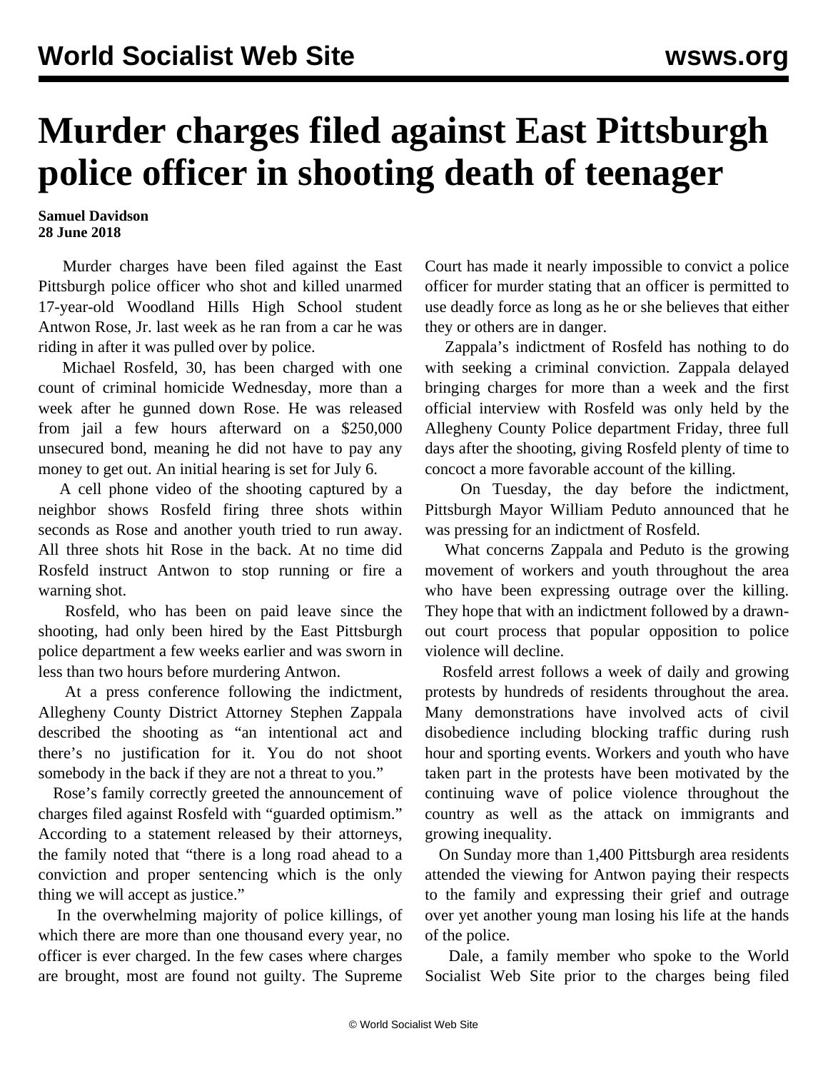# Murder charges filed against East Pittsburgh police officer in shooting death of teenager

**Samuel Davidson**
**28 June 2018**

Murder charges have been filed against the East Pittsburgh police officer who shot and killed unarmed 17-year-old Woodland Hills High School student Antwon Rose, Jr. last week as he ran from a car he was riding in after it was pulled over by police.

Michael Rosfeld, 30, has been charged with one count of criminal homicide Wednesday, more than a week after he gunned down Rose. He was released from jail a few hours afterward on a $250,000 unsecured bond, meaning he did not have to pay any money to get out. An initial hearing is set for July 6.

A cell phone video of the shooting captured by a neighbor shows Rosfeld firing three shots within seconds as Rose and another youth tried to run away. All three shots hit Rose in the back. At no time did Rosfeld instruct Antwon to stop running or fire a warning shot.

Rosfeld, who has been on paid leave since the shooting, had only been hired by the East Pittsburgh police department a few weeks earlier and was sworn in less than two hours before murdering Antwon.

At a press conference following the indictment, Allegheny County District Attorney Stephen Zappala described the shooting as "an intentional act and there's no justification for it. You do not shoot somebody in the back if they are not a threat to you."

Rose's family correctly greeted the announcement of charges filed against Rosfeld with "guarded optimism." According to a statement released by their attorneys, the family noted that "there is a long road ahead to a conviction and proper sentencing which is the only thing we will accept as justice."

In the overwhelming majority of police killings, of which there are more than one thousand every year, no officer is ever charged. In the few cases where charges are brought, most are found not guilty. The Supreme Court has made it nearly impossible to convict a police officer for murder stating that an officer is permitted to use deadly force as long as he or she believes that either they or others are in danger.

Zappala's indictment of Rosfeld has nothing to do with seeking a criminal conviction. Zappala delayed bringing charges for more than a week and the first official interview with Rosfeld was only held by the Allegheny County Police department Friday, three full days after the shooting, giving Rosfeld plenty of time to concoct a more favorable account of the killing.

On Tuesday, the day before the indictment, Pittsburgh Mayor William Peduto announced that he was pressing for an indictment of Rosfeld.

What concerns Zappala and Peduto is the growing movement of workers and youth throughout the area who have been expressing outrage over the killing. They hope that with an indictment followed by a drawn-out court process that popular opposition to police violence will decline.

Rosfeld arrest follows a week of daily and growing protests by hundreds of residents throughout the area. Many demonstrations have involved acts of civil disobedience including blocking traffic during rush hour and sporting events. Workers and youth who have taken part in the protests have been motivated by the continuing wave of police violence throughout the country as well as the attack on immigrants and growing inequality.

On Sunday more than 1,400 Pittsburgh area residents attended the viewing for Antwon paying their respects to the family and expressing their grief and outrage over yet another young man losing his life at the hands of the police.

Dale, a family member who spoke to the World Socialist Web Site prior to the charges being filed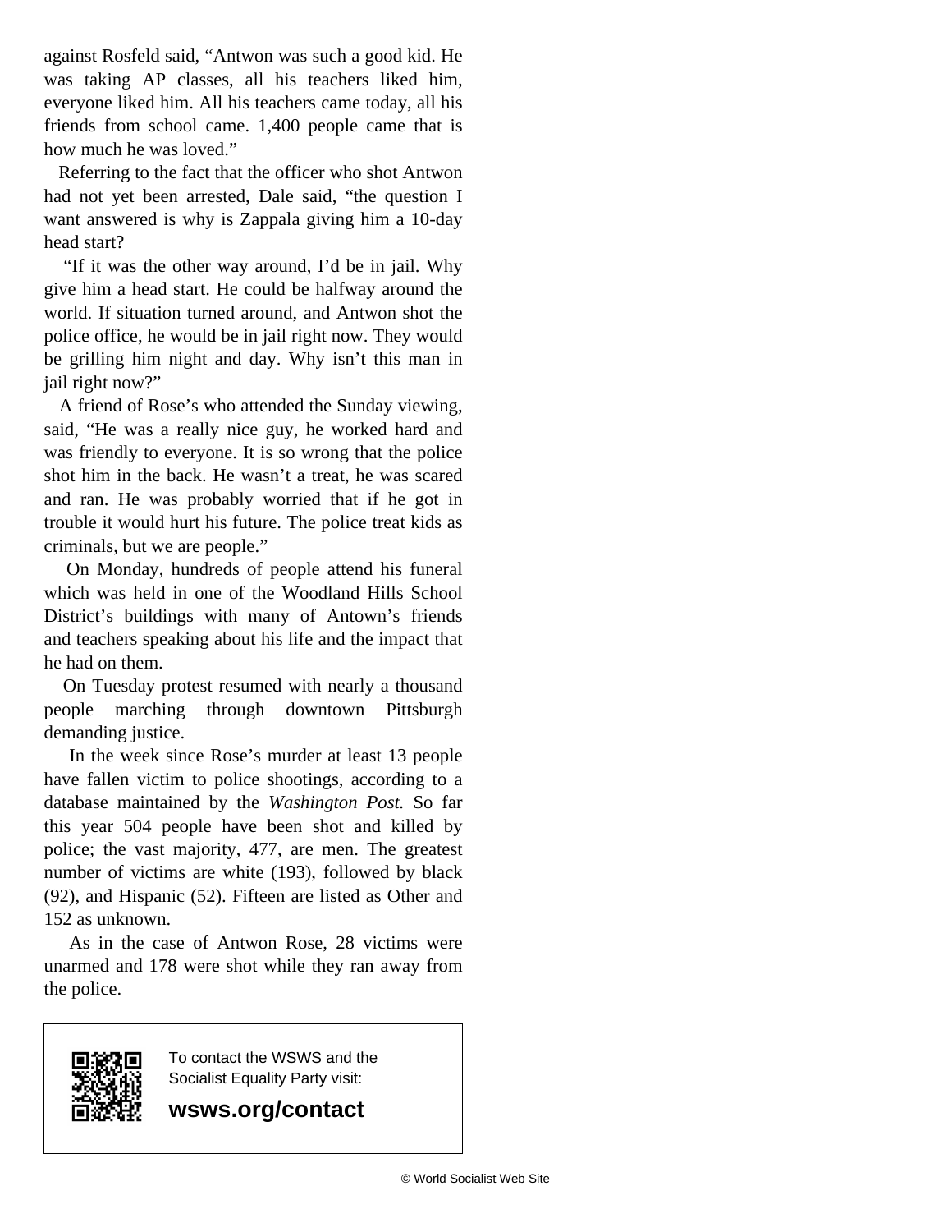against Rosfeld said, "Antwon was such a good kid. He was taking AP classes, all his teachers liked him, everyone liked him. All his teachers came today, all his friends from school came. 1,400 people came that is how much he was loved."

Referring to the fact that the officer who shot Antwon had not yet been arrested, Dale said, "the question I want answered is why is Zappala giving him a 10-day head start?

"If it was the other way around, I'd be in jail. Why give him a head start. He could be halfway around the world. If situation turned around, and Antwon shot the police office, he would be in jail right now. They would be grilling him night and day. Why isn't this man in jail right now?"

A friend of Rose's who attended the Sunday viewing, said, "He was a really nice guy, he worked hard and was friendly to everyone. It is so wrong that the police shot him in the back. He wasn't a treat, he was scared and ran. He was probably worried that if he got in trouble it would hurt his future. The police treat kids as criminals, but we are people."

On Monday, hundreds of people attend his funeral which was held in one of the Woodland Hills School District's buildings with many of Antown's friends and teachers speaking about his life and the impact that he had on them.

On Tuesday protest resumed with nearly a thousand people marching through downtown Pittsburgh demanding justice.

In the week since Rose's murder at least 13 people have fallen victim to police shootings, according to a database maintained by the *Washington Post.* So far this year 504 people have been shot and killed by police; the vast majority, 477, are men. The greatest number of victims are white (193), followed by black (92), and Hispanic (52). Fifteen are listed as Other and 152 as unknown.

As in the case of Antwon Rose, 28 victims were unarmed and 178 were shot while they ran away from the police.

To contact the WSWS and the Socialist Equality Party visit:

**wsws.org/contact**